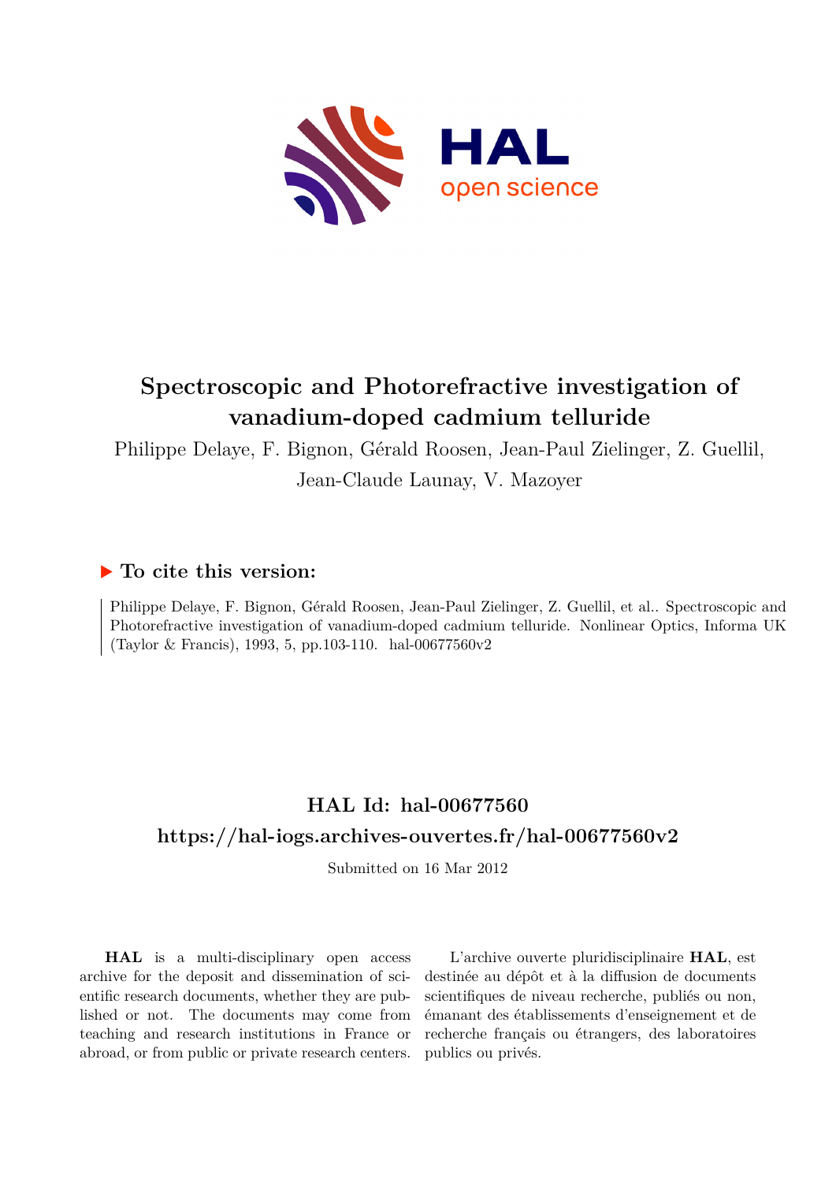# Spectroscopic and Photorefractive investigation of vanadium-doped cadmium telluride

Philippe Delaye, F. Bignon, Gérald Roosen, Jean-Paul Zielinger, Z. Guellil, Jean-Claude Launay, V. Mazoyer

## ▶ To cite this version:

Philippe Delaye, F. Bignon, Gérald Roosen, Jean-Paul Zielinger, Z. Guellil, et al.. Spectroscopic and Photorefractive investigation of vanadium-doped cadmium telluride. Nonlinear Optics, Informa UK (Taylor & Francis), 1993, 5, pp.103-110. hal-00677560v2

## HAL Id: hal-00677560

## https://hal-iogs.archives-ouvertes.fr/hal-00677560v2

Submitted on 16 Mar 2012

**HAL** is a multi-disciplinary open access archive for the deposit and dissemination of scientific research documents, whether they are published or not. The documents may come from teaching and research institutions in France or abroad, or from public or private research centers.

L'archive ouverte pluridisciplinaire **HAL**, est destinée au dépôt et à la diffusion de documents scientifiques de niveau recherche, publiés ou non, émanant des établissements d'enseignement et de recherche français ou étrangers, des laboratoires publics ou privés.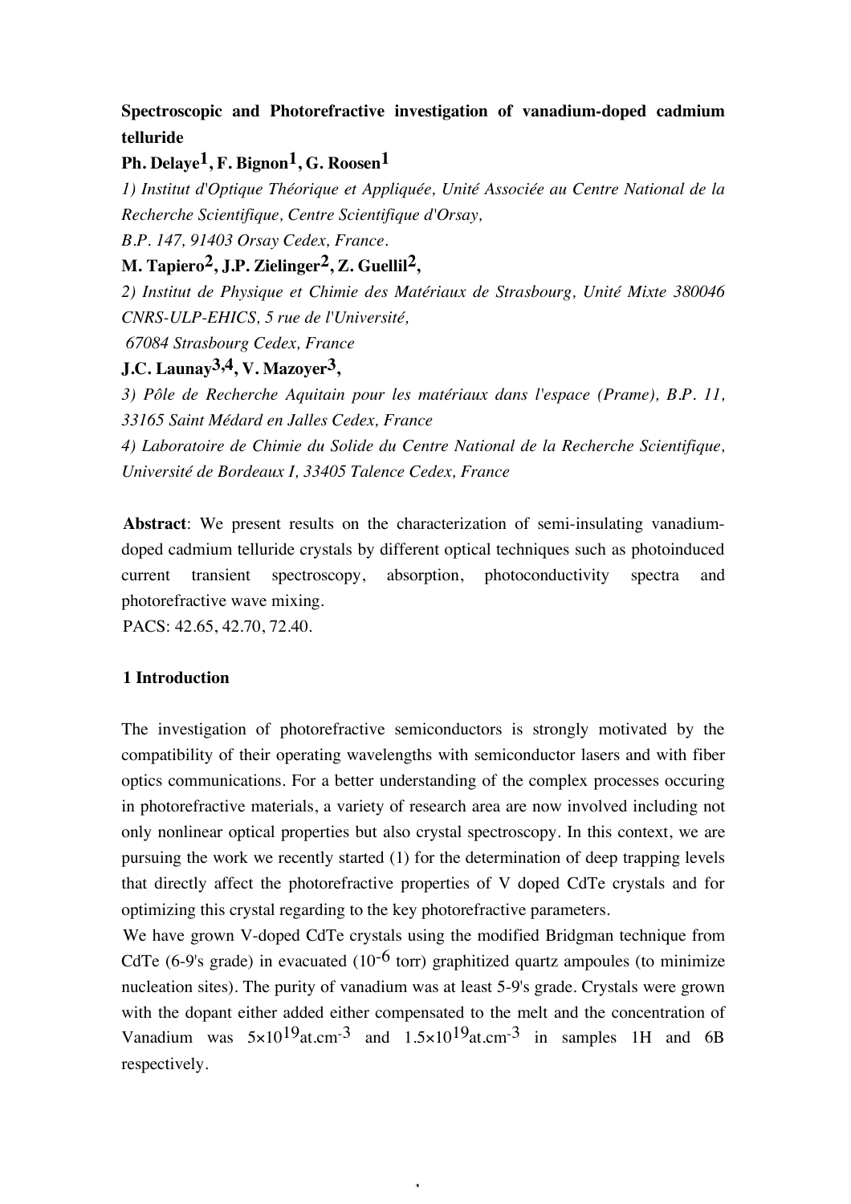**Spectroscopic and Photorefractive investigation of vanadium-doped cadmium telluride**

**Ph. Delaye[1], F. Bignon[1], G. Roosen[1]**

*1) Institut d'Optique Théorique et Appliquée, Unité Associée au Centre National de la Recherche Scientifique, Centre Scientifique d'Orsay,*

*B.P. 147, 91403 Orsay Cedex, France.*

**M. Tapiero[2], J.P. Zielinger[2], Z. Guellil[2],**

*2) Institut de Physique et Chimie des Matériaux de Strasbourg, Unité Mixte 380046 CNRS-ULP-EHICS, 5 rue de l'Université,*

*67084 Strasbourg Cedex, France*

**J.C. Launay[3,4], V. Mazoyer[3],**

*3) Pôle de Recherche Aquitain pour les matériaux dans l'espace (Prame), B.P. 11, 33165 Saint Médard en Jalles Cedex, France*

*4) Laboratoire de Chimie du Solide du Centre National de la Recherche Scientifique, Université de Bordeaux I, 33405 Talence Cedex, France*

**Abstract**: We present results on the characterization of semi-insulating vanadium-doped cadmium telluride crystals by different optical techniques such as photoinduced current transient spectroscopy, absorption, photoconductivity spectra and photorefractive wave mixing.

PACS: 42.65, 42.70, 72.40.

## 1 Introduction

The investigation of photorefractive semiconductors is strongly motivated by the compatibility of their operating wavelengths with semiconductor lasers and with fiber optics communications. For a better understanding of the complex processes occuring in photorefractive materials, a variety of research area are now involved including not only nonlinear optical properties but also crystal spectroscopy. In this context, we are pursuing the work we recently started (1) for the determination of deep trapping levels that directly affect the photorefractive properties of V doped CdTe crystals and for optimizing this crystal regarding to the key photorefractive parameters.

We have grown V-doped CdTe crystals using the modified Bridgman technique from CdTe (6-9's grade) in evacuated ($10^{-6}$ torr) graphitized quartz ampoules (to minimize nucleation sites). The purity of vanadium was at least 5-9's grade. Crystals were grown with the dopant either added either compensated to the melt and the concentration of Vanadium was $5\times10^{19}$at.cm$^{-3}$ and $1.5\times10^{19}$at.cm$^{-3}$ in samples 1H and 6B respectively.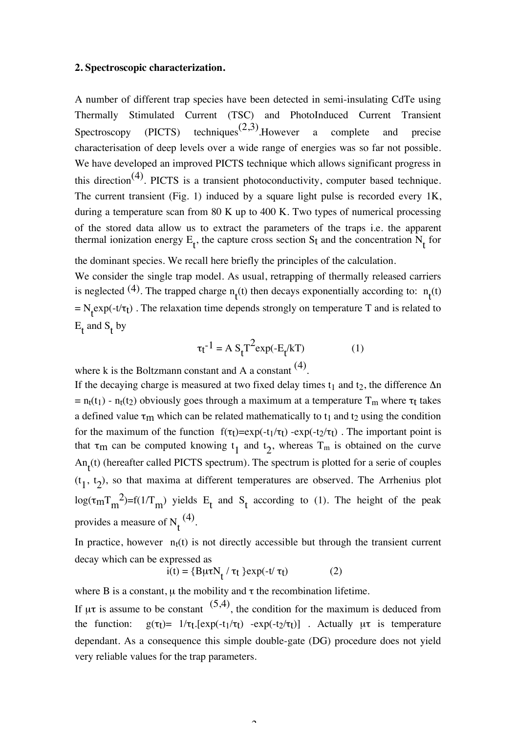## 2. Spectroscopic characterization.

A number of different trap species have been detected in semi-insulating CdTe using Thermally Stimulated Current (TSC) and PhotoInduced Current Transient Spectroscopy (PICTS) techniques[2,3].However a complete and precise characterisation of deep levels over a wide range of energies was so far not possible. We have developed an improved PICTS technique which allows significant progress in this direction[4]. PICTS is a transient photoconductivity, computer based technique. The current transient (Fig. 1) induced by a square light pulse is recorded every 1K, during a temperature scan from 80 K up to 400 K. Two types of numerical processing of the stored data allow us to extract the parameters of the traps i.e. the apparent thermal ionization energy $E_t$, the capture cross section $S_t$ and the concentration $N_t$ for the dominant species. We recall here briefly the principles of the calculation.

We consider the single trap model. As usual, retrapping of thermally released carriers is neglected [4]. The trapped charge $n_t(t)$ then decays exponentially according to: $n_t(t) = N_t \exp(-t/\tau_t)$ . The relaxation time depends strongly on temperature T and is related to $E_t$ and $S_t$ by

$$\tau_t^{-1} = A\, S_t T^2 \exp(-E_t/kT) \qquad (1)$$

where k is the Boltzmann constant and A a constant [4].

If the decaying charge is measured at two fixed delay times $t_1$ and $t_2$, the difference $\Delta n = n_t(t_1) - n_t(t_2)$ obviously goes through a maximum at a temperature $T_m$ where $\tau_t$ takes a defined value $\tau_m$ which can be related mathematically to $t_1$ and $t_2$ using the condition for the maximum of the function $f(\tau_t)=\exp(-t_1/\tau_t) - \exp(-t_2/\tau_t)$ . The important point is that $\tau_m$ can be computed knowing $t_1$ and $t_2$, whereas $T_m$ is obtained on the curve $An_t(t)$ (hereafter called PICTS spectrum). The spectrum is plotted for a serie of couples $(t_1, t_2)$, so that maxima at different temperatures are observed. The Arrhenius plot $\log(\tau_m T_m^2)=f(1/T_m)$ yields $E_t$ and $S_t$ according to (1). The height of the peak provides a measure of $N_t$ [4].

In practice, however $n_t(t)$ is not directly accessible but through the transient current decay which can be expressed as

$$i(t) = \{B\mu\tau N_t / \tau_t\}\exp(-t/\tau_t) \qquad (2)$$

where B is a constant, $\mu$ the mobility and $\tau$ the recombination lifetime.

If $\mu\tau$ is assume to be constant [5,4], the condition for the maximum is deduced from the function: $g(\tau_t)= 1/\tau_t.[\exp(-t_1/\tau_t) - \exp(-t_2/\tau_t)]$ . Actually $\mu\tau$ is temperature dependant. As a consequence this simple double-gate (DG) procedure does not yield very reliable values for the trap parameters.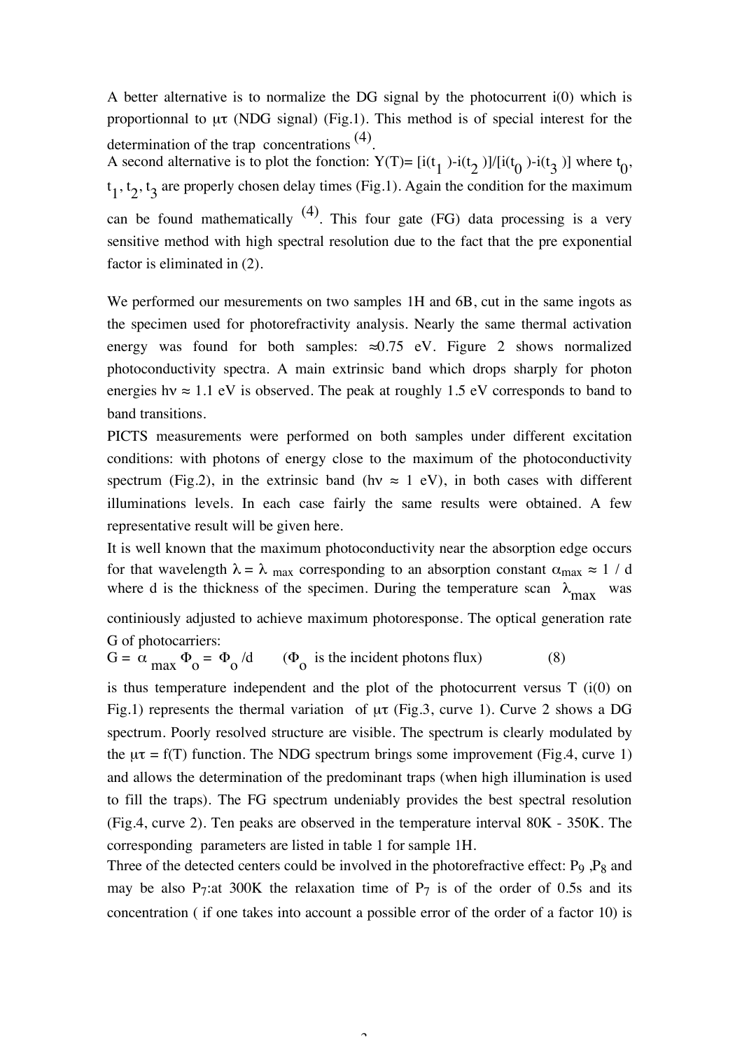A better alternative is to normalize the DG signal by the photocurrent i(0) which is proportionnal to $\mu\tau$ (NDG signal) (Fig.1). This method is of special interest for the determination of the trap concentrations [(4)].

A second alternative is to plot the fonction: $Y(T)= [i(t_1)-i(t_2)]/[i(t_0)-i(t_3)]$ where $t_0$, $t_1$, $t_2$, $t_3$ are properly chosen delay times (Fig.1). Again the condition for the maximum can be found mathematically [(4)]. This four gate (FG) data processing is a very sensitive method with high spectral resolution due to the fact that the pre exponential factor is eliminated in (2).

We performed our mesurements on two samples 1H and 6B, cut in the same ingots as the specimen used for photorefractivity analysis. Nearly the same thermal activation energy was found for both samples: ≈0.75 eV. Figure 2 shows normalized photoconductivity spectra. A main extrinsic band which drops sharply for photon energies $h\nu \approx 1.1$ eV is observed. The peak at roughly 1.5 eV corresponds to band to band transitions.

PICTS measurements were performed on both samples under different excitation conditions: with photons of energy close to the maximum of the photoconductivity spectrum (Fig.2), in the extrinsic band ($h\nu \approx 1$ eV), in both cases with different illuminations levels. In each case fairly the same results were obtained. A few representative result will be given here.

It is well known that the maximum photoconductivity near the absorption edge occurs for that wavelength $\lambda = \lambda_{max}$ corresponding to an absorption constant $\alpha_{max} \approx 1 / d$ where d is the thickness of the specimen. During the temperature scan $\lambda_{max}$ was continiously adjusted to achieve maximum photoresponse. The optical generation rate G of photocarriers:

$$G = \alpha_{max} \Phi_o = \Phi_o / d \qquad (\Phi_o \text{ is the incident photons flux}) \qquad (8)$$

is thus temperature independent and the plot of the photocurrent versus T (i(0) on Fig.1) represents the thermal variation of $\mu\tau$ (Fig.3, curve 1). Curve 2 shows a DG spectrum. Poorly resolved structure are visible. The spectrum is clearly modulated by the $\mu\tau = f(T)$ function. The NDG spectrum brings some improvement (Fig.4, curve 1) and allows the determination of the predominant traps (when high illumination is used to fill the traps). The FG spectrum undeniably provides the best spectral resolution (Fig.4, curve 2). Ten peaks are observed in the temperature interval 80K - 350K. The corresponding parameters are listed in table 1 for sample 1H.

Three of the detected centers could be involved in the photorefractive effect: $P_9$ ,$P_8$ and may be also $P_7$:at 300K the relaxation time of $P_7$ is of the order of 0.5s and its concentration ( if one takes into account a possible error of the order of a factor 10) is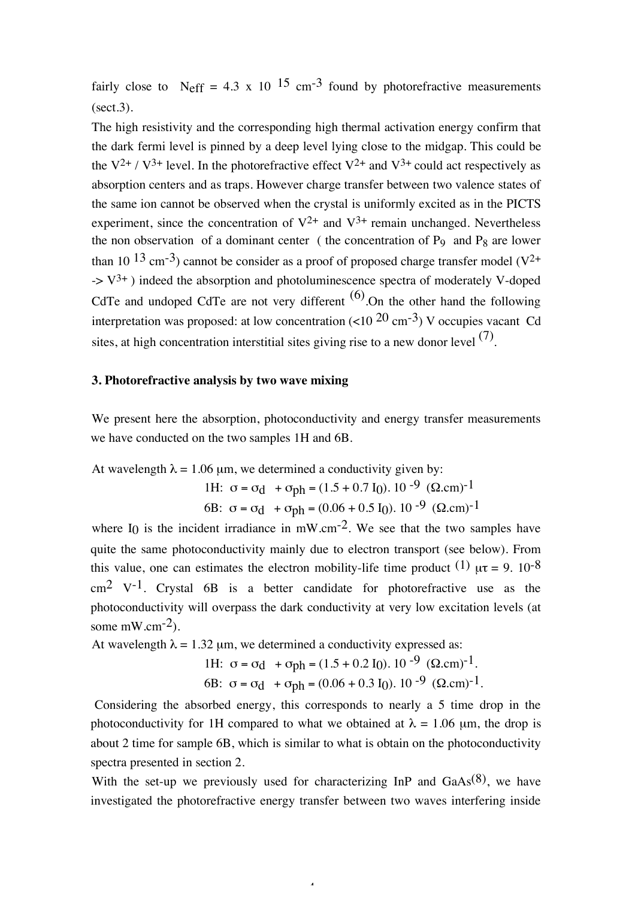fairly close to $N_{eff} = 4.3 \times 10^{15}$ cm$^{-3}$ found by photorefractive measurements (sect.3).

The high resistivity and the corresponding high thermal activation energy confirm that the dark fermi level is pinned by a deep level lying close to the midgap. This could be the $V^{2+}$ / $V^{3+}$ level. In the photorefractive effect $V^{2+}$ and $V^{3+}$ could act respectively as absorption centers and as traps. However charge transfer between two valence states of the same ion cannot be observed when the crystal is uniformly excited as in the PICTS experiment, since the concentration of $V^{2+}$ and $V^{3+}$ remain unchanged. Nevertheless the non observation of a dominant center ( the concentration of $P_9$ and $P_8$ are lower than $10^{13}$ cm$^{-3}$) cannot be consider as a proof of proposed charge transfer model ($V^{2+} \rightarrow V^{3+}$ ) indeed the absorption and photoluminescence spectra of moderately V-doped CdTe and undoped CdTe are not very different [6].On the other hand the following interpretation was proposed: at low concentration (<$10^{20}$ cm$^{-3}$) V occupies vacant Cd sites, at high concentration interstitial sites giving rise to a new donor level [7].

## 3. Photorefractive analysis by two wave mixing

We present here the absorption, photoconductivity and energy transfer measurements we have conducted on the two samples 1H and 6B.

At wavelength $\lambda = 1.06$ µm, we determined a conductivity given by:

$$\text{1H: } \sigma = \sigma_d + \sigma_{ph} = (1.5 + 0.7\, I_0).\, 10^{-9}\ (\Omega.\text{cm})^{-1}$$

$$\text{6B: } \sigma = \sigma_d + \sigma_{ph} = (0.06 + 0.5\, I_0).\, 10^{-9}\ (\Omega.\text{cm})^{-1}$$

where $I_0$ is the incident irradiance in mW.cm$^{-2}$. We see that the two samples have quite the same photoconductivity mainly due to electron transport (see below). From this value, one can estimates the electron mobility-life time product [1] $\mu\tau = 9.\ 10^{-8}$ cm$^2$ V$^{-1}$. Crystal 6B is a better candidate for photorefractive use as the photoconductivity will overpass the dark conductivity at very low excitation levels (at some mW.cm$^{-2}$).

At wavelength $\lambda = 1.32$ µm, we determined a conductivity expressed as:

$$\text{1H: } \sigma = \sigma_d + \sigma_{ph} = (1.5 + 0.2\, I_0).\, 10^{-9}\ (\Omega.\text{cm})^{-1}.$$

$$\text{6B: } \sigma = \sigma_d + \sigma_{ph} = (0.06 + 0.3\, I_0).\, 10^{-9}\ (\Omega.\text{cm})^{-1}.$$

Considering the absorbed energy, this corresponds to nearly a 5 time drop in the photoconductivity for 1H compared to what we obtained at $\lambda = 1.06$ µm, the drop is about 2 time for sample 6B, which is similar to what is obtain on the photoconductivity spectra presented in section 2.

With the set-up we previously used for characterizing InP and GaAs[8], we have investigated the photorefractive energy transfer between two waves interfering inside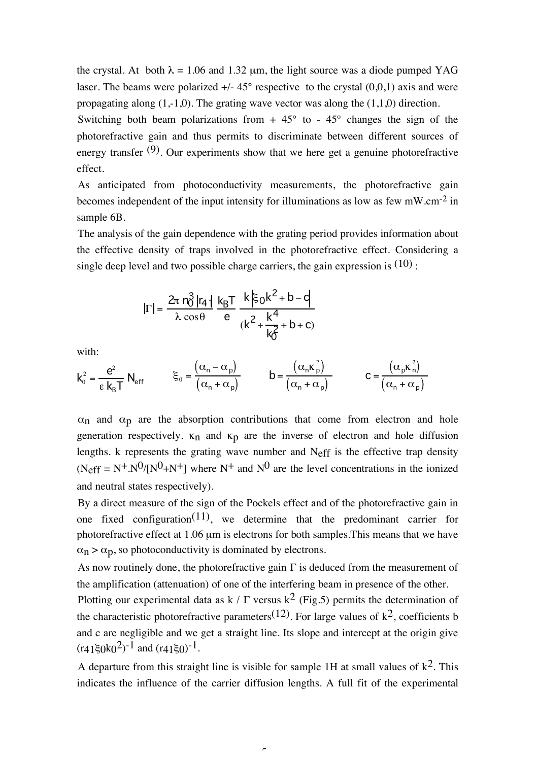the crystal. At both $\lambda = 1.06$ and $1.32\ \mu m$, the light source was a diode pumped YAG laser. The beams were polarized +/- 45° respective to the crystal (0,0,1) axis and were propagating along (1,-1,0). The grating wave vector was along the (1,1,0) direction.

Switching both beam polarizations from + 45° to - 45° changes the sign of the photorefractive gain and thus permits to discriminate between different sources of energy transfer [9]. Our experiments show that we here get a genuine photorefractive effect.

As anticipated from photoconductivity measurements, the photorefractive gain becomes independent of the input intensity for illuminations as low as few $mW.cm^{-2}$ in sample 6B.

The analysis of the gain dependence with the grating period provides information about the effective density of traps involved in the photorefractive effect. Considering a single deep level and two possible charge carriers, the gain expression is [10] :

$$|\Gamma| = \frac{2\pi\, n_0^3 |r_{41}|}{\lambda \cos\theta} \frac{k_B T}{e} \frac{k\left|\xi_0 k^2 + b - c\right|}{\left(k^2 + \dfrac{k^4}{k_0^2} + b + c\right)}$$

with:

$$k_0^2 = \frac{e^2}{\varepsilon\, k_B T} N_{eff} \qquad \xi_0 = \frac{(\alpha_n - \alpha_p)}{(\alpha_n + \alpha_p)} \qquad b = \frac{(\alpha_n \kappa_p^2)}{(\alpha_n + \alpha_p)} \qquad c = \frac{(\alpha_p \kappa_n^2)}{(\alpha_n + \alpha_p)}$$

$\alpha_n$ and $\alpha_p$ are the absorption contributions that come from electron and hole generation respectively. $\kappa_n$ and $\kappa_p$ are the inverse of electron and hole diffusion lengths. k represents the grating wave number and $N_{eff}$ is the effective trap density ($N_{eff} = N^+ . N^0/[N^0 + N^+]$ where $N^+$ and $N^0$ are the level concentrations in the ionized and neutral states respectively).

By a direct measure of the sign of the Pockels effect and of the photorefractive gain in one fixed configuration[11], we determine that the predominant carrier for photorefractive effect at $1.06\ \mu m$ is electrons for both samples.This means that we have $\alpha_n > \alpha_p$, so photoconductivity is dominated by electrons.

As now routinely done, the photorefractive gain $\Gamma$ is deduced from the measurement of the amplification (attenuation) of one of the interfering beam in presence of the other.

Plotting our experimental data as $k / \Gamma$ versus $k^2$ (Fig.5) permits the determination of the characteristic photorefractive parameters[12]. For large values of $k^2$, coefficients b and c are negligible and we get a straight line. Its slope and intercept at the origin give $(r_{41}\xi_0 k_0^2)^{-1}$ and $(r_{41}\xi_0)^{-1}$.

A departure from this straight line is visible for sample 1H at small values of $k^2$. This indicates the influence of the carrier diffusion lengths. A full fit of the experimental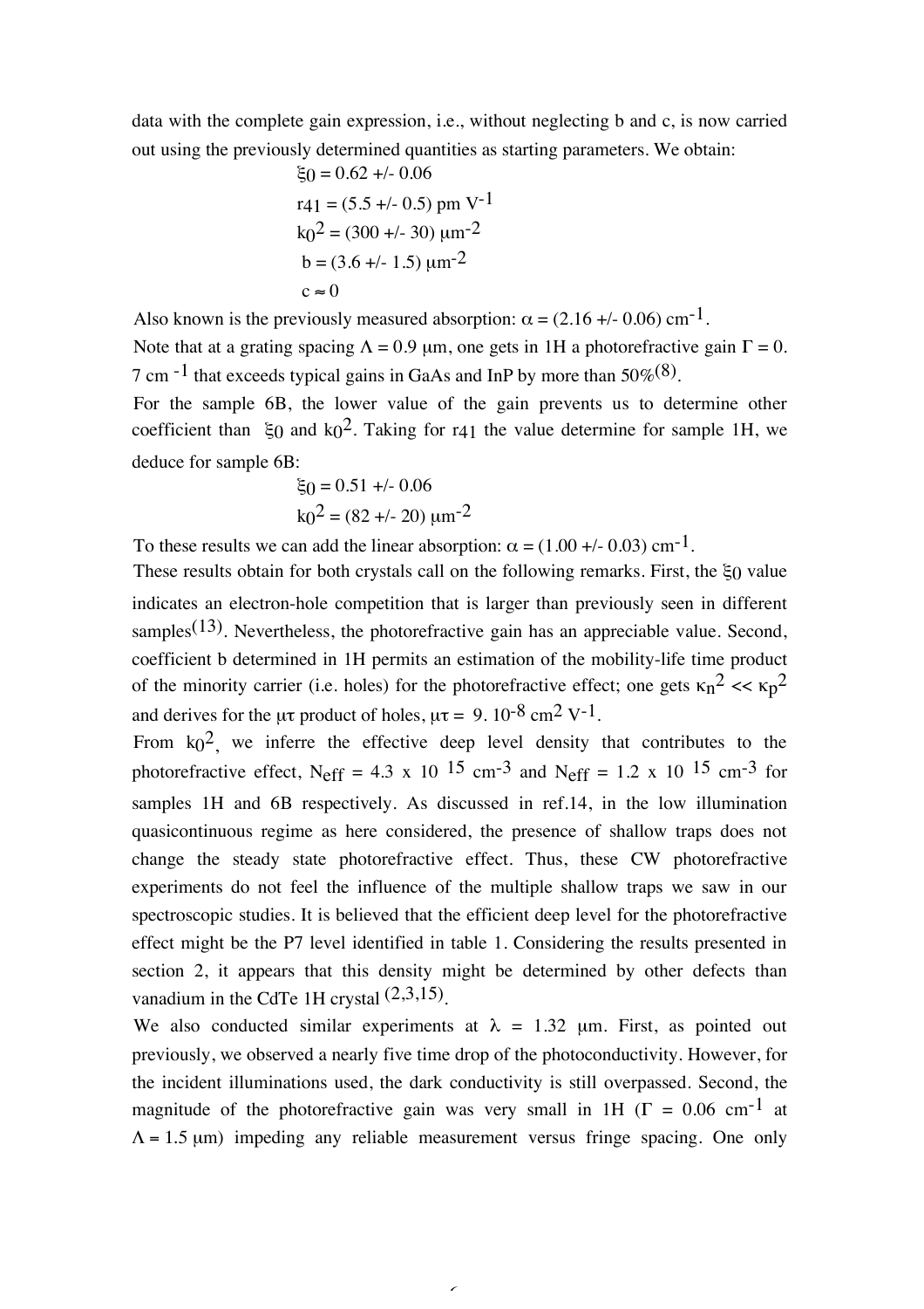data with the complete gain expression, i.e., without neglecting b and c, is now carried out using the previously determined quantities as starting parameters. We obtain:

$$\xi_0 = 0.62 \pm 0.06$$
$$r_{41} = (5.5 \pm 0.5) \text{ pm V}^{-1}$$
$$k_0^2 = (300 \pm 30)\ \mu\text{m}^{-2}$$
$$b = (3.6 \pm 1.5)\ \mu\text{m}^{-2}$$
$$c \approx 0$$

Also known is the previously measured absorption: $\alpha = (2.16 \pm 0.06)$ cm$^{-1}$.

Note that at a grating spacing $\Lambda = 0.9$ µm, one gets in 1H a photorefractive gain $\Gamma = 0.7$ cm $^{-1}$ that exceeds typical gains in GaAs and InP by more than 50%[8].

For the sample 6B, the lower value of the gain prevents us to determine other coefficient than $\xi_0$ and $k_0^2$. Taking for $r_{41}$ the value determine for sample 1H, we deduce for sample 6B:

$$\xi_0 = 0.51 \pm 0.06$$
$$k_0^2 = (82 \pm 20)\ \mu\text{m}^{-2}$$

To these results we can add the linear absorption: $\alpha = (1.00 \pm 0.03)$ cm$^{-1}$.

These results obtain for both crystals call on the following remarks. First, the $\xi_0$ value indicates an electron-hole competition that is larger than previously seen in different samples[13]. Nevertheless, the photorefractive gain has an appreciable value. Second, coefficient b determined in 1H permits an estimation of the mobility-life time product of the minority carrier (i.e. holes) for the photorefractive effect; one gets $\kappa_n^2 << \kappa_p^2$ and derives for the $\mu\tau$ product of holes, $\mu\tau = 9.\ 10^{-8}$ cm$^2$ V$^{-1}$.

From $k_0^2$, we inferre the effective deep level density that contributes to the photorefractive effect, $N_{eff} = 4.3 \times 10^{15}$ cm$^{-3}$ and $N_{eff} = 1.2 \times 10^{15}$ cm$^{-3}$ for samples 1H and 6B respectively. As discussed in ref.14, in the low illumination quasicontinuous regime as here considered, the presence of shallow traps does not change the steady state photorefractive effect. Thus, these CW photorefractive experiments do not feel the influence of the multiple shallow traps we saw in our spectroscopic studies. It is believed that the efficient deep level for the photorefractive effect might be the P7 level identified in table 1. Considering the results presented in section 2, it appears that this density might be determined by other defects than vanadium in the CdTe 1H crystal [2,3,15].

We also conducted similar experiments at $\lambda = 1.32$ µm. First, as pointed out previously, we observed a nearly five time drop of the photoconductivity. However, for the incident illuminations used, the dark conductivity is still overpassed. Second, the magnitude of the photorefractive gain was very small in 1H ($\Gamma = 0.06$ cm$^{-1}$ at $\Lambda = 1.5$ µm) impeding any reliable measurement versus fringe spacing. One only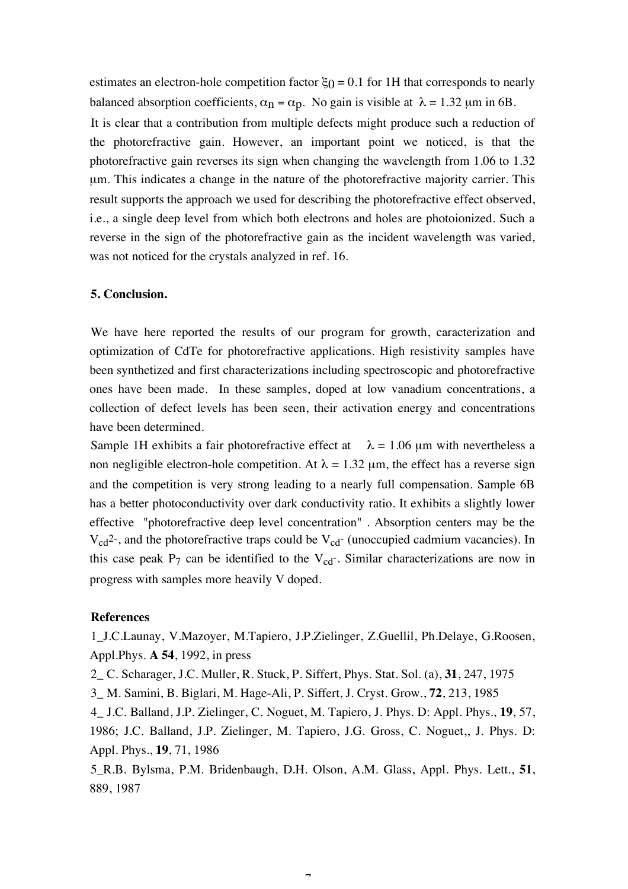estimates an electron-hole competition factor $\xi_0 = 0.1$ for 1H that corresponds to nearly balanced absorption coefficients, $\alpha_n = \alpha_p$. No gain is visible at $\lambda = 1.32$ µm in 6B.

It is clear that a contribution from multiple defects might produce such a reduction of the photorefractive gain. However, an important point we noticed, is that the photorefractive gain reverses its sign when changing the wavelength from 1.06 to 1.32 µm. This indicates a change in the nature of the photorefractive majority carrier. This result supports the approach we used for describing the photorefractive effect observed, i.e., a single deep level from which both electrons and holes are photoionized. Such a reverse in the sign of the photorefractive gain as the incident wavelength was varied, was not noticed for the crystals analyzed in ref. 16.

### 5. Conclusion.

We have here reported the results of our program for growth, caracterization and optimization of CdTe for photorefractive applications. High resistivity samples have been synthetized and first characterizations including spectroscopic and photorefractive ones have been made. In these samples, doped at low vanadium concentrations, a collection of defect levels has been seen, their activation energy and concentrations have been determined.

Sample 1H exhibits a fair photorefractive effect at $\lambda = 1.06$ µm with nevertheless a non negligible electron-hole competition. At $\lambda = 1.32$ µm, the effect has a reverse sign and the competition is very strong leading to a nearly full compensation. Sample 6B has a better photoconductivity over dark conductivity ratio. It exhibits a slightly lower effective "photorefractive deep level concentration" . Absorption centers may be the $V_{cd}^{2-}$, and the photorefractive traps could be $V_{cd}^{-}$ (unoccupied cadmium vacancies). In this case peak $P_7$ can be identified to the $V_{cd}^{-}$. Similar characterizations are now in progress with samples more heavily V doped.

### References

1_J.C.Launay, V.Mazoyer, M.Tapiero, J.P.Zielinger, Z.Guellil, Ph.Delaye, G.Roosen, Appl.Phys. **A 54**, 1992, in press

2_ C. Scharager, J.C. Muller, R. Stuck, P. Siffert, Phys. Stat. Sol. (a), **31**, 247, 1975

3_ M. Samini, B. Biglari, M. Hage-Ali, P. Siffert, J. Cryst. Grow., **72**, 213, 1985

4_ J.C. Balland, J.P. Zielinger, C. Noguet, M. Tapiero, J. Phys. D: Appl. Phys., **19**, 57, 1986; J.C. Balland, J.P. Zielinger, M. Tapiero, J.G. Gross, C. Noguet,, J. Phys. D: Appl. Phys., **19**, 71, 1986

5_R.B. Bylsma, P.M. Bridenbaugh, D.H. Olson, A.M. Glass, Appl. Phys. Lett., **51**, 889, 1987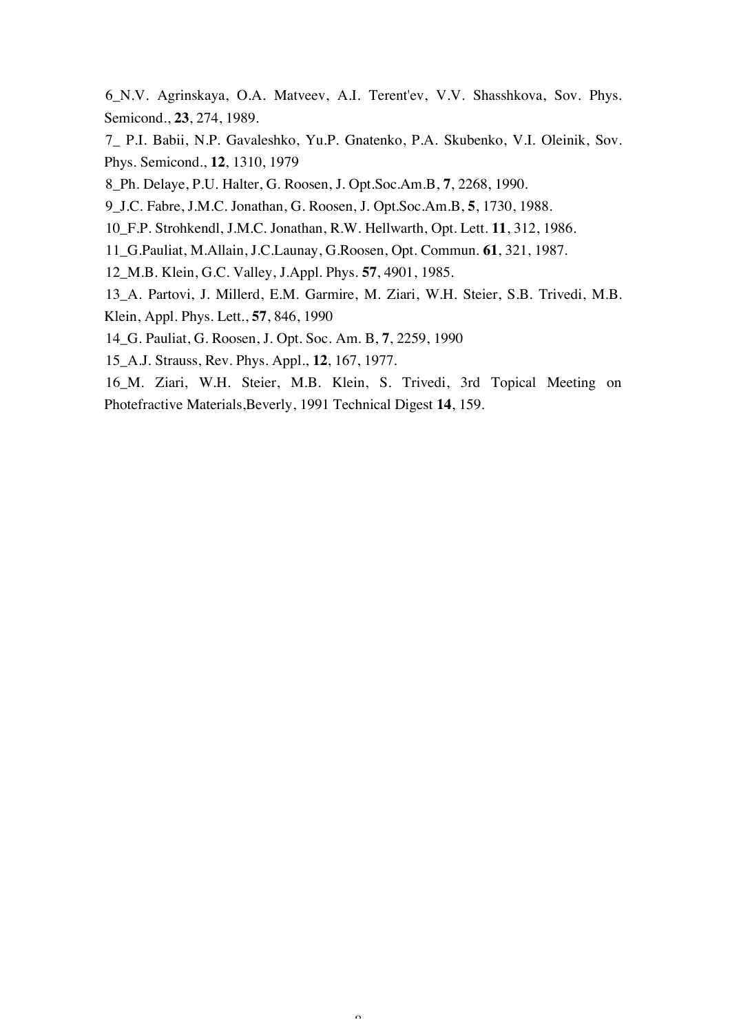6_N.V. Agrinskaya, O.A. Matveev, A.I. Terent'ev, V.V. Shasshkova, Sov. Phys. Semicond., **23**, 274, 1989.

7_ P.I. Babii, N.P. Gavaleshko, Yu.P. Gnatenko, P.A. Skubenko, V.I. Oleinik, Sov. Phys. Semicond., **12**, 1310, 1979

8_Ph. Delaye, P.U. Halter, G. Roosen, J. Opt.Soc.Am.B, **7**, 2268, 1990.

9_J.C. Fabre, J.M.C. Jonathan, G. Roosen, J. Opt.Soc.Am.B, **5**, 1730, 1988.

10_F.P. Strohkendl, J.M.C. Jonathan, R.W. Hellwarth, Opt. Lett. **11**, 312, 1986.

11_G.Pauliat, M.Allain, J.C.Launay, G.Roosen, Opt. Commun. **61**, 321, 1987.

12_M.B. Klein, G.C. Valley, J.Appl. Phys. **57**, 4901, 1985.

13_A. Partovi, J. Millerd, E.M. Garmire, M. Ziari, W.H. Steier, S.B. Trivedi, M.B. Klein, Appl. Phys. Lett., **57**, 846, 1990

14_G. Pauliat, G. Roosen, J. Opt. Soc. Am. B, **7**, 2259, 1990

15_A.J. Strauss, Rev. Phys. Appl., **12**, 167, 1977.

16_M. Ziari, W.H. Steier, M.B. Klein, S. Trivedi, 3rd Topical Meeting on Photefractive Materials,Beverly, 1991 Technical Digest **14**, 159.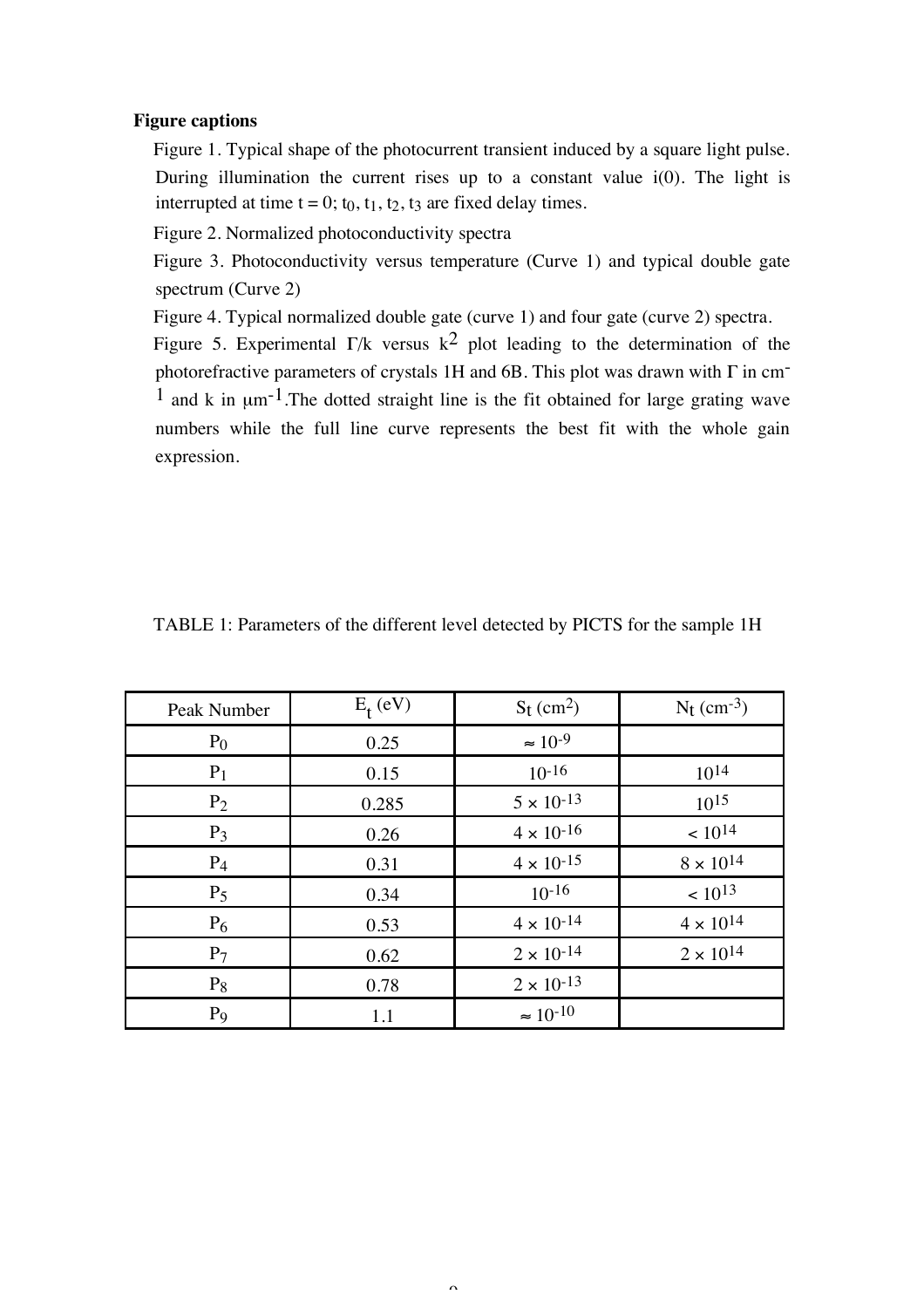**Figure captions**

Figure 1. Typical shape of the photocurrent transient induced by a square light pulse. During illumination the current rises up to a constant value i(0). The light is interrupted at time t = 0; $t_0$, $t_1$, $t_2$, $t_3$ are fixed delay times.

Figure 2. Normalized photoconductivity spectra

Figure 3. Photoconductivity versus temperature (Curve 1) and typical double gate spectrum (Curve 2)

Figure 4. Typical normalized double gate (curve 1) and four gate (curve 2) spectra.

Figure 5. Experimental $\Gamma/k$ versus $k^2$ plot leading to the determination of the photorefractive parameters of crystals 1H and 6B. This plot was drawn with $\Gamma$ in $cm^{-1}$ and k in $\mu m^{-1}$.The dotted straight line is the fit obtained for large grating wave numbers while the full line curve represents the best fit with the whole gain expression.

TABLE 1: Parameters of the different level detected by PICTS for the sample 1H

| Peak Number | $E_t$ (eV) | $S_t$ ($cm^2$) | $N_t$ ($cm^{-3}$) |
|---|---|---|---|
| $P_0$ | 0.25 | $\approx 10^{-9}$ | |
| $P_1$ | 0.15 | $10^{-16}$ | $10^{14}$ |
| $P_2$ | 0.285 | $5 \times 10^{-13}$ | $10^{15}$ |
| $P_3$ | 0.26 | $4 \times 10^{-16}$ | $< 10^{14}$ |
| $P_4$ | 0.31 | $4 \times 10^{-15}$ | $8 \times 10^{14}$ |
| $P_5$ | 0.34 | $10^{-16}$ | $< 10^{13}$ |
| $P_6$ | 0.53 | $4 \times 10^{-14}$ | $4 \times 10^{14}$ |
| $P_7$ | 0.62 | $2 \times 10^{-14}$ | $2 \times 10^{14}$ |
| $P_8$ | 0.78 | $2 \times 10^{-13}$ | |
| $P_9$ | 1.1 | $\approx 10^{-10}$ | |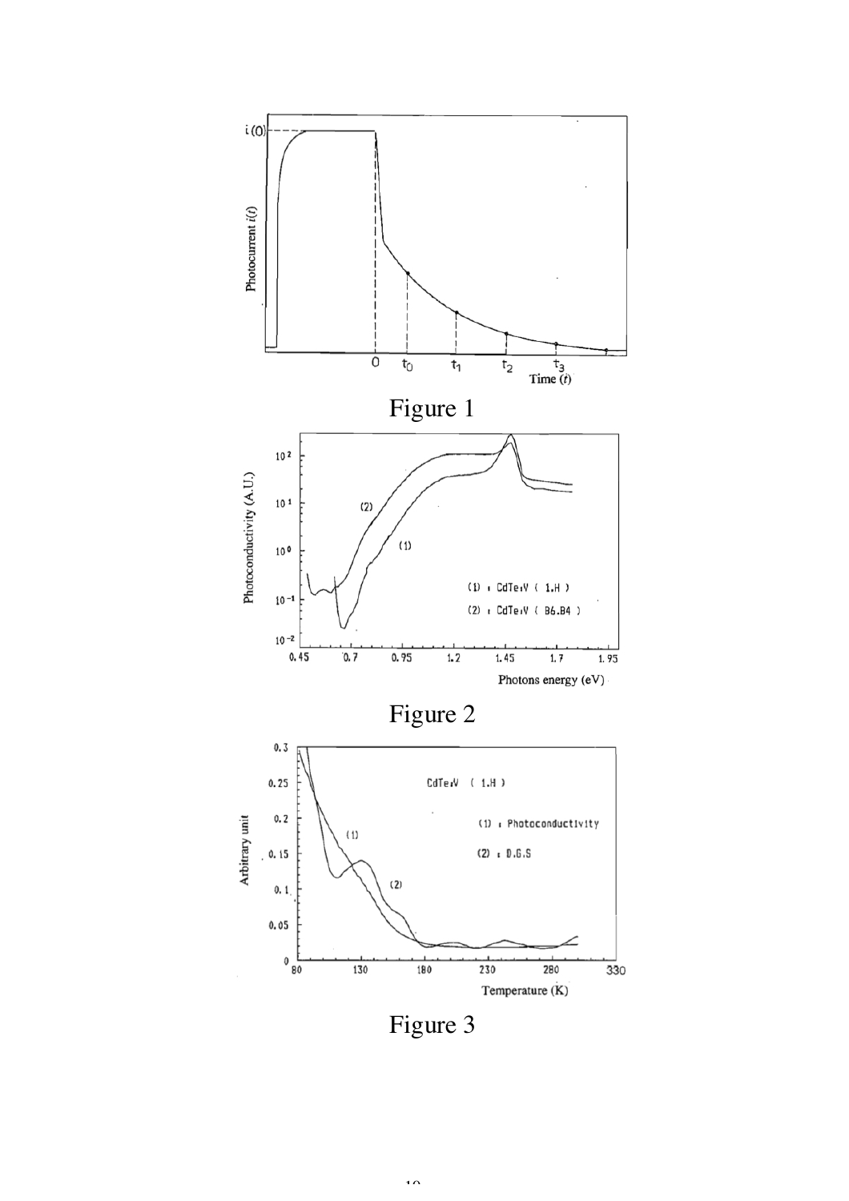Figure 1

Figure 2

Figure 3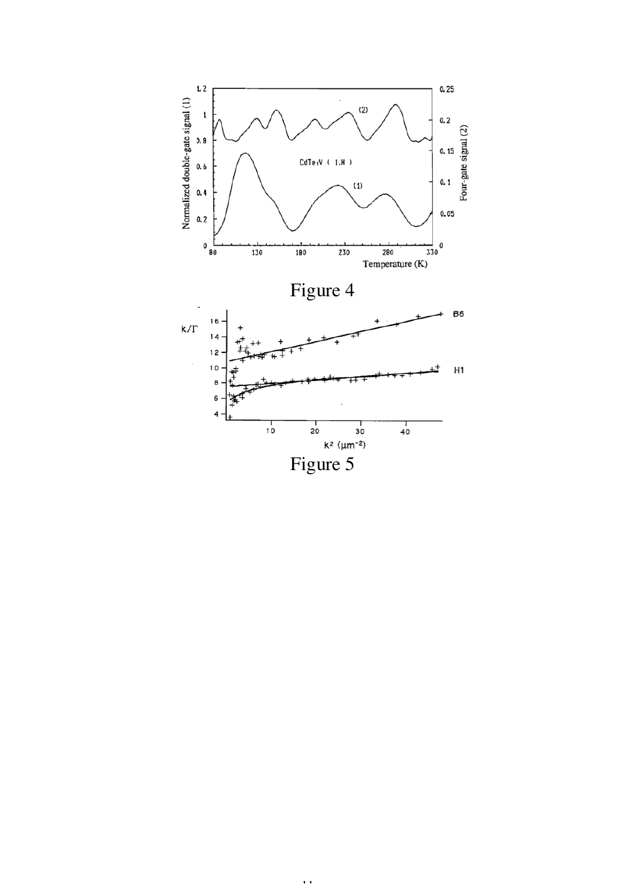1.2

1

0.8

0.6

0.4

0.2

0

Normalized double-gate signal (1)

0.25

0.2

0.15

0.1

0.05

0

Four-gate signal (2)

(2)

CdTe:V ( 1.H )

(1)

80 130 180 230 280 330

Temperature (K)

Figure 4

K/Γ

16

14

12

10

8

6

4

B6

H1

10 20 30 40

$k^2$ ($\mu m^{-2}$)

Figure 5